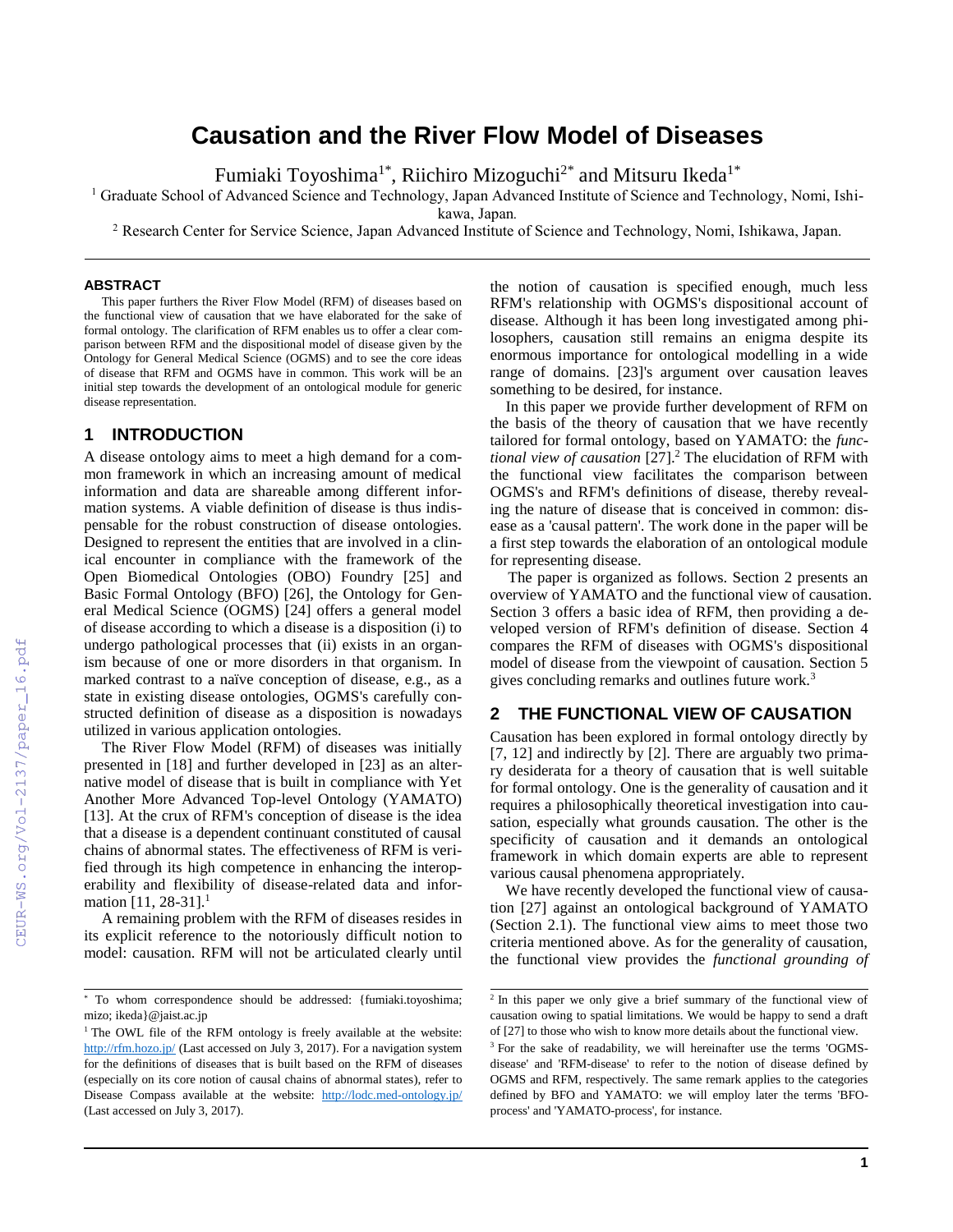# Causation and the River Flow Model of Diseases

Fumiaki Toyoshima[1*], Riichiro Mizoguchi[2*] and Mitsuru Ikeda[1*]

[1] Graduate School of Advanced Science and Technology, Japan Advanced Institute of Science and Technology, Nomi, Ishikawa, Japan.

[2] Research Center for Service Science, Japan Advanced Institute of Science and Technology, Nomi, Ishikawa, Japan.

### ABSTRACT

This paper furthers the River Flow Model (RFM) of diseases based on the functional view of causation that we have elaborated for the sake of formal ontology. The clarification of RFM enables us to offer a clear comparison between RFM and the dispositional model of disease given by the Ontology for General Medical Science (OGMS) and to see the core ideas of disease that RFM and OGMS have in common. This work will be an initial step towards the development of an ontological module for generic disease representation.

## 1 INTRODUCTION

A disease ontology aims to meet a high demand for a common framework in which an increasing amount of medical information and data are shareable among different information systems. A viable definition of disease is thus indispensable for the robust construction of disease ontologies. Designed to represent the entities that are involved in a clinical encounter in compliance with the framework of the Open Biomedical Ontologies (OBO) Foundry [25] and Basic Formal Ontology (BFO) [26], the Ontology for General Medical Science (OGMS) [24] offers a general model of disease according to which a disease is a disposition (i) to undergo pathological processes that (ii) exists in an organism because of one or more disorders in that organism. In marked contrast to a naïve conception of disease, e.g., as a state in existing disease ontologies, OGMS's carefully constructed definition of disease as a disposition is nowadays utilized in various application ontologies.

The River Flow Model (RFM) of diseases was initially presented in [18] and further developed in [23] as an alternative model of disease that is built in compliance with Yet Another More Advanced Top-level Ontology (YAMATO) [13]. At the crux of RFM's conception of disease is the idea that a disease is a dependent continuant constituted of causal chains of abnormal states. The effectiveness of RFM is verified through its high competence in enhancing the interoperability and flexibility of disease-related data and information [11, 28-31].[1]

A remaining problem with the RFM of diseases resides in its explicit reference to the notoriously difficult notion to model: causation. RFM will not be articulated clearly until the notion of causation is specified enough, much less RFM's relationship with OGMS's dispositional account of disease. Although it has been long investigated among philosophers, causation still remains an enigma despite its enormous importance for ontological modelling in a wide range of domains. [23]'s argument over causation leaves something to be desired, for instance.

In this paper we provide further development of RFM on the basis of the theory of causation that we have recently tailored for formal ontology, based on YAMATO: the *functional view of causation* [27].[2] The elucidation of RFM with the functional view facilitates the comparison between OGMS's and RFM's definitions of disease, thereby revealing the nature of disease that is conceived in common: disease as a 'causal pattern'. The work done in the paper will be a first step towards the elaboration of an ontological module for representing disease.

The paper is organized as follows. Section 2 presents an overview of YAMATO and the functional view of causation. Section 3 offers a basic idea of RFM, then providing a developed version of RFM's definition of disease. Section 4 compares the RFM of diseases with OGMS's dispositional model of disease from the viewpoint of causation. Section 5 gives concluding remarks and outlines future work.[3]

## 2 THE FUNCTIONAL VIEW OF CAUSATION

Causation has been explored in formal ontology directly by [7, 12] and indirectly by [2]. There are arguably two primary desiderata for a theory of causation that is well suitable for formal ontology. One is the generality of causation and it requires a philosophically theoretical investigation into causation, especially what grounds causation. The other is the specificity of causation and it demands an ontological framework in which domain experts are able to represent various causal phenomena appropriately.

We have recently developed the functional view of causation [27] against an ontological background of YAMATO (Section 2.1). The functional view aims to meet those two criteria mentioned above. As for the generality of causation, the functional view provides the *functional grounding of*

---

* To whom correspondence should be addressed: {fumiaki.toyoshima; mizo; ikeda}@jaist.ac.jp

[1] The OWL file of the RFM ontology is freely available at the website: http://rfm.hozo.jp/ (Last accessed on July 3, 2017). For a navigation system for the definitions of diseases that is built based on the RFM of diseases (especially on its core notion of causal chains of abnormal states), refer to Disease Compass available at the website: http://lodc.med-ontology.jp/ (Last accessed on July 3, 2017).

[2] In this paper we only give a brief summary of the functional view of causation owing to spatial limitations. We would be happy to send a draft of [27] to those who wish to know more details about the functional view.

[3] For the sake of readability, we will hereinafter use the terms 'OGMS-disease' and 'RFM-disease' to refer to the notion of disease defined by OGMS and RFM, respectively. The same remark applies to the categories defined by BFO and YAMATO: we will employ later the terms 'BFO-process' and 'YAMATO-process', for instance.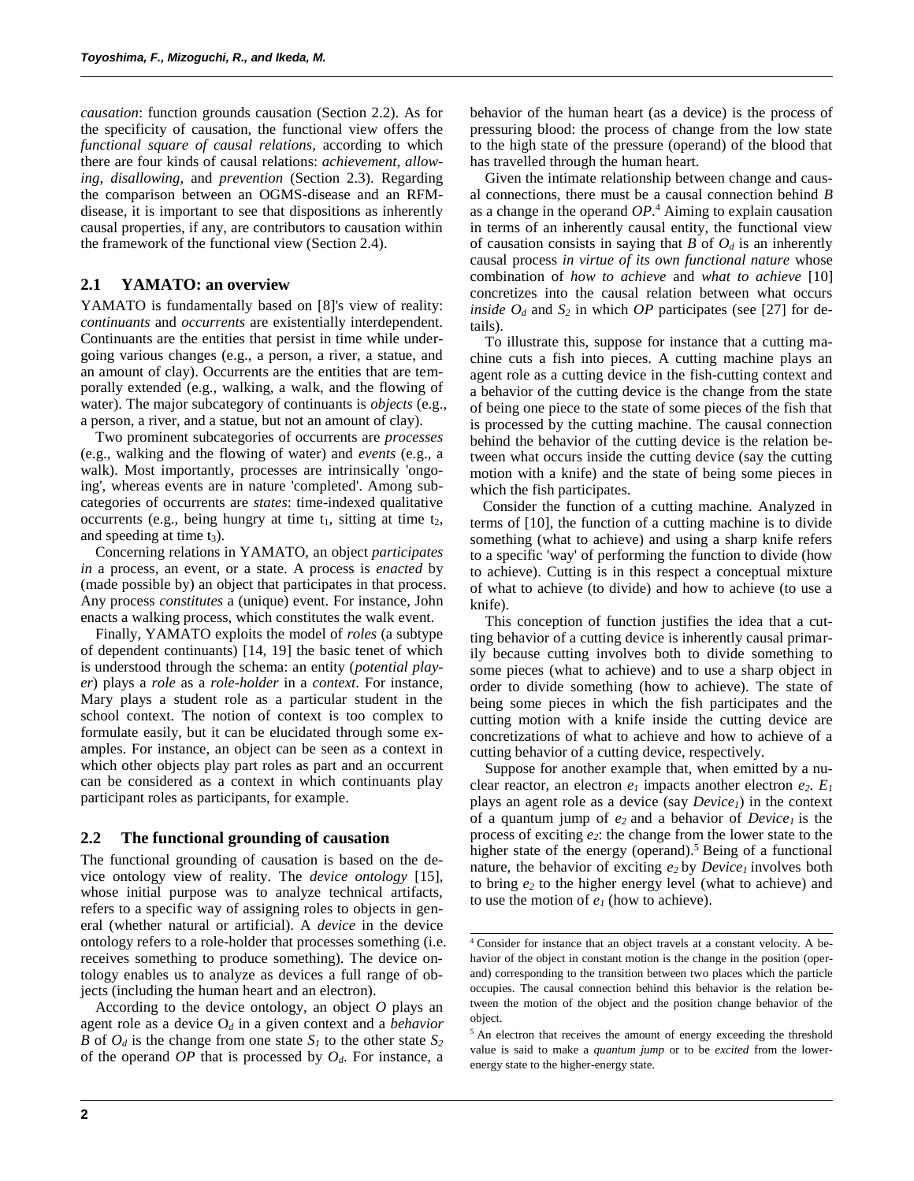*causation*: function grounds causation (Section 2.2). As for the specificity of causation, the functional view offers the *functional square of causal relations*, according to which there are four kinds of causal relations: *achievement*, *allowing*, *disallowing*, and *prevention* (Section 2.3). Regarding the comparison between an OGMS-disease and an RFM-disease, it is important to see that dispositions as inherently causal properties, if any, are contributors to causation within the framework of the functional view (Section 2.4).

## 2.1 YAMATO: an overview

YAMATO is fundamentally based on [8]'s view of reality: *continuants* and *occurrents* are existentially interdependent. Continuants are the entities that persist in time while undergoing various changes (e.g., a person, a river, a statue, and an amount of clay). Occurrents are the entities that are temporally extended (e.g., walking, a walk, and the flowing of water). The major subcategory of continuants is *objects* (e.g., a person, a river, and a statue, but not an amount of clay).

Two prominent subcategories of occurrents are *processes* (e.g., walking and the flowing of water) and *events* (e.g., a walk). Most importantly, processes are intrinsically 'ongoing', whereas events are in nature 'completed'. Among subcategories of occurrents are *states*: time-indexed qualitative occurrents (e.g., being hungry at time $t_1$, sitting at time $t_2$, and speeding at time $t_3$).

Concerning relations in YAMATO, an object *participates in* a process, an event, or a state. A process is *enacted* by (made possible by) an object that participates in that process. Any process *constitutes* a (unique) event. For instance, John enacts a walking process, which constitutes the walk event.

Finally, YAMATO exploits the model of *roles* (a subtype of dependent continuants) [14, 19] the basic tenet of which is understood through the schema: an entity (*potential player*) plays a *role* as a *role-holder* in a *context*. For instance, Mary plays a student role as a particular student in the school context. The notion of context is too complex to formulate easily, but it can be elucidated through some examples. For instance, an object can be seen as a context in which other objects play part roles as part and an occurrent can be considered as a context in which continuants play participant roles as participants, for example.

## 2.2 The functional grounding of causation

The functional grounding of causation is based on the device ontology view of reality. The *device ontology* [15], whose initial purpose was to analyze technical artifacts, refers to a specific way of assigning roles to objects in general (whether natural or artificial). A *device* in the device ontology refers to a role-holder that processes something (i.e. receives something to produce something). The device ontology enables us to analyze as devices a full range of objects (including the human heart and an electron).

According to the device ontology, an object $O$ plays an agent role as a device $O_d$ in a given context and a *behavior* $B$ of $O_d$ is the change from one state $S_1$ to the other state $S_2$ of the operand $OP$ that is processed by $O_d$. For instance, a behavior of the human heart (as a device) is the process of pressuring blood: the process of change from the low state to the high state of the pressure (operand) of the blood that has travelled through the human heart.

Given the intimate relationship between change and causal connections, there must be a causal connection behind $B$ as a change in the operand $OP$.[4] Aiming to explain causation in terms of an inherently causal entity, the functional view of causation consists in saying that $B$ of $O_d$ is an inherently causal process *in virtue of its own functional nature* whose combination of *how to achieve* and *what to achieve* [10] concretizes into the causal relation between what occurs *inside* $O_d$ and $S_2$ in which $OP$ participates (see [27] for details).

To illustrate this, suppose for instance that a cutting machine cuts a fish into pieces. A cutting machine plays an agent role as a cutting device in the fish-cutting context and a behavior of the cutting device is the change from the state of being one piece to the state of some pieces of the fish that is processed by the cutting machine. The causal connection behind the behavior of the cutting device is the relation between what occurs inside the cutting device (say the cutting motion with a knife) and the state of being some pieces in which the fish participates.

Consider the function of a cutting machine. Analyzed in terms of [10], the function of a cutting machine is to divide something (what to achieve) and using a sharp knife refers to a specific 'way' of performing the function to divide (how to achieve). Cutting is in this respect a conceptual mixture of what to achieve (to divide) and how to achieve (to use a knife).

This conception of function justifies the idea that a cutting behavior of a cutting device is inherently causal primarily because cutting involves both to divide something to some pieces (what to achieve) and to use a sharp object in order to divide something (how to achieve). The state of being some pieces in which the fish participates and the cutting motion with a knife inside the cutting device are concretizations of what to achieve and how to achieve of a cutting behavior of a cutting device, respectively.

Suppose for another example that, when emitted by a nuclear reactor, an electron $e_1$ impacts another electron $e_2$. $E_1$ plays an agent role as a device (say $Device_1$) in the context of a quantum jump of $e_2$ and a behavior of $Device_1$ is the process of exciting $e_2$: the change from the lower state to the higher state of the energy (operand).[5] Being of a functional nature, the behavior of exciting $e_2$ by $Device_1$ involves both to bring $e_2$ to the higher energy level (what to achieve) and to use the motion of $e_1$ (how to achieve).

---

[4] Consider for instance that an object travels at a constant velocity. A behavior of the object in constant motion is the change in the position (operand) corresponding to the transition between two places which the particle occupies. The causal connection behind this behavior is the relation between the motion of the object and the position change behavior of the object.

[5] An electron that receives the amount of energy exceeding the threshold value is said to make a *quantum jump* or to be *excited* from the lower-energy state to the higher-energy state.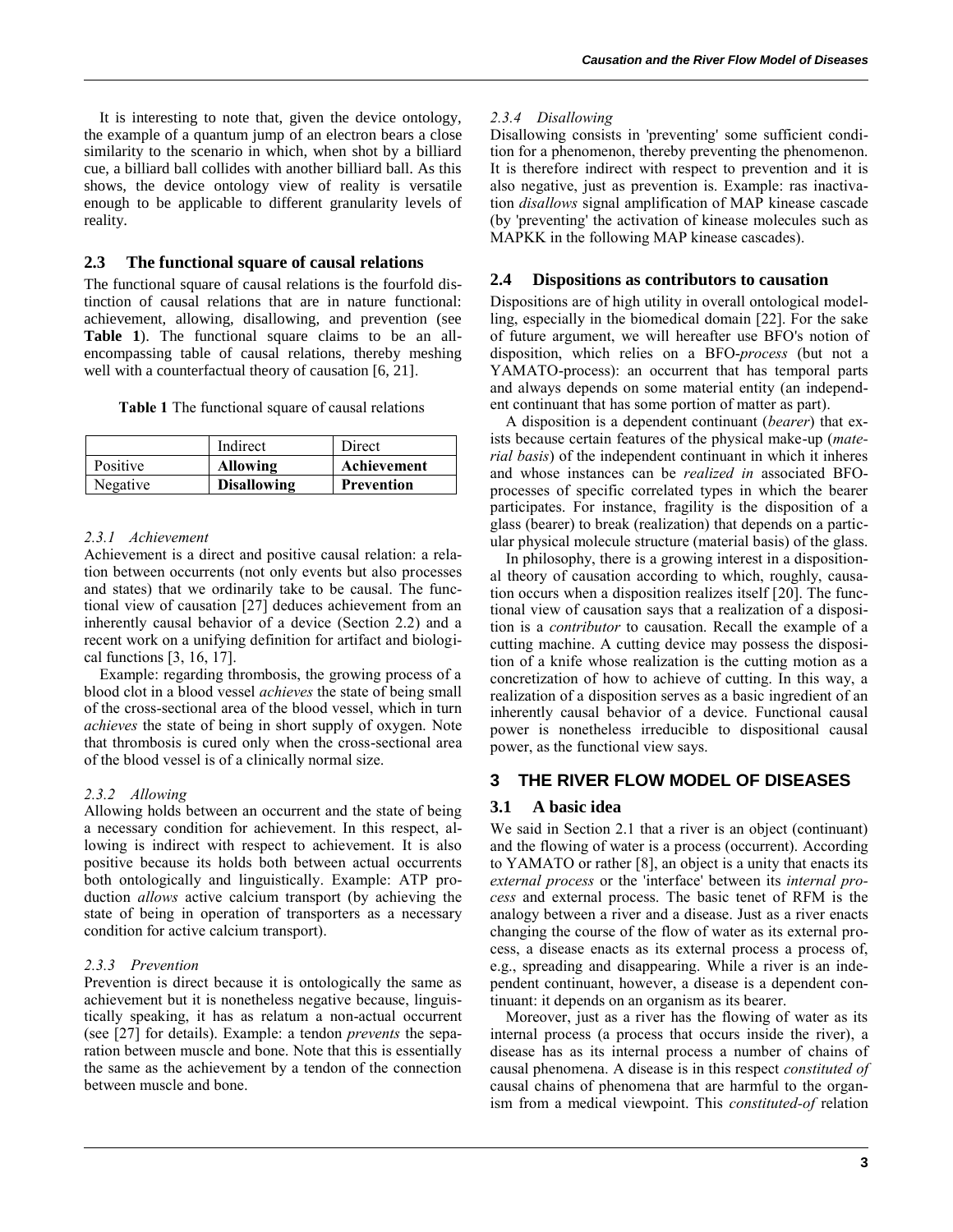It is interesting to note that, given the device ontology, the example of a quantum jump of an electron bears a close similarity to the scenario in which, when shot by a billiard cue, a billiard ball collides with another billiard ball. As this shows, the device ontology view of reality is versatile enough to be applicable to different granularity levels of reality.

## 2.3 The functional square of causal relations

The functional square of causal relations is the fourfold distinction of causal relations that are in nature functional: achievement, allowing, disallowing, and prevention (see **Table 1**). The functional square claims to be an all-encompassing table of causal relations, thereby meshing well with a counterfactual theory of causation [6, 21].

**Table 1** The functional square of causal relations

| | Indirect | Direct |
|---|---|---|
| Positive | **Allowing** | **Achievement** |
| Negative | **Disallowing** | **Prevention** |

### *2.3.1 Achievement*

Achievement is a direct and positive causal relation: a relation between occurrents (not only events but also processes and states) that we ordinarily take to be causal. The functional view of causation [27] deduces achievement from an inherently causal behavior of a device (Section 2.2) and a recent work on a unifying definition for artifact and biological functions [3, 16, 17].

Example: regarding thrombosis, the growing process of a blood clot in a blood vessel *achieves* the state of being small of the cross-sectional area of the blood vessel, which in turn *achieves* the state of being in short supply of oxygen. Note that thrombosis is cured only when the cross-sectional area of the blood vessel is of a clinically normal size.

### *2.3.2 Allowing*

Allowing holds between an occurrent and the state of being a necessary condition for achievement. In this respect, allowing is indirect with respect to achievement. It is also positive because its holds both between actual occurrents both ontologically and linguistically. Example: ATP production *allows* active calcium transport (by achieving the state of being in operation of transporters as a necessary condition for active calcium transport).

### *2.3.3 Prevention*

Prevention is direct because it is ontologically the same as achievement but it is nonetheless negative because, linguistically speaking, it has as relatum a non-actual occurrent (see [27] for details). Example: a tendon *prevents* the separation between muscle and bone. Note that this is essentially the same as the achievement by a tendon of the connection between muscle and bone.

### *2.3.4 Disallowing*

Disallowing consists in 'preventing' some sufficient condition for a phenomenon, thereby preventing the phenomenon. It is therefore indirect with respect to prevention and it is also negative, just as prevention is. Example: ras inactivation *disallows* signal amplification of MAP kinease cascade (by 'preventing' the activation of kinease molecules such as MAPKK in the following MAP kinease cascades).

## 2.4 Dispositions as contributors to causation

Dispositions are of high utility in overall ontological modelling, especially in the biomedical domain [22]. For the sake of future argument, we will hereafter use BFO's notion of disposition, which relies on a BFO-*process* (but not a YAMATO-process): an occurrent that has temporal parts and always depends on some material entity (an independent continuant that has some portion of matter as part).

A disposition is a dependent continuant (*bearer*) that exists because certain features of the physical make-up (*material basis*) of the independent continuant in which it inheres and whose instances can be *realized in* associated BFO-processes of specific correlated types in which the bearer participates. For instance, fragility is the disposition of a glass (bearer) to break (realization) that depends on a particular physical molecule structure (material basis) of the glass.

In philosophy, there is a growing interest in a dispositional theory of causation according to which, roughly, causation occurs when a disposition realizes itself [20]. The functional view of causation says that a realization of a disposition is a *contributor* to causation. Recall the example of a cutting machine. A cutting device may possess the disposition of a knife whose realization is the cutting motion as a concretization of how to achieve of cutting. In this way, a realization of a disposition serves as a basic ingredient of an inherently causal behavior of a device. Functional causal power is nonetheless irreducible to dispositional causal power, as the functional view says.

# 3 THE RIVER FLOW MODEL OF DISEASES

## 3.1 A basic idea

We said in Section 2.1 that a river is an object (continuant) and the flowing of water is a process (occurrent). According to YAMATO or rather [8], an object is a unity that enacts its *external process* or the 'interface' between its *internal process* and external process. The basic tenet of RFM is the analogy between a river and a disease. Just as a river enacts changing the course of the flow of water as its external process, a disease enacts as its external process a process of, e.g., spreading and disappearing. While a river is an independent continuant, however, a disease is a dependent continuant: it depends on an organism as its bearer.

Moreover, just as a river has the flowing of water as its internal process (a process that occurs inside the river), a disease has as its internal process a number of chains of causal phenomena. A disease is in this respect *constituted of* causal chains of phenomena that are harmful to the organism from a medical viewpoint. This *constituted-of* relation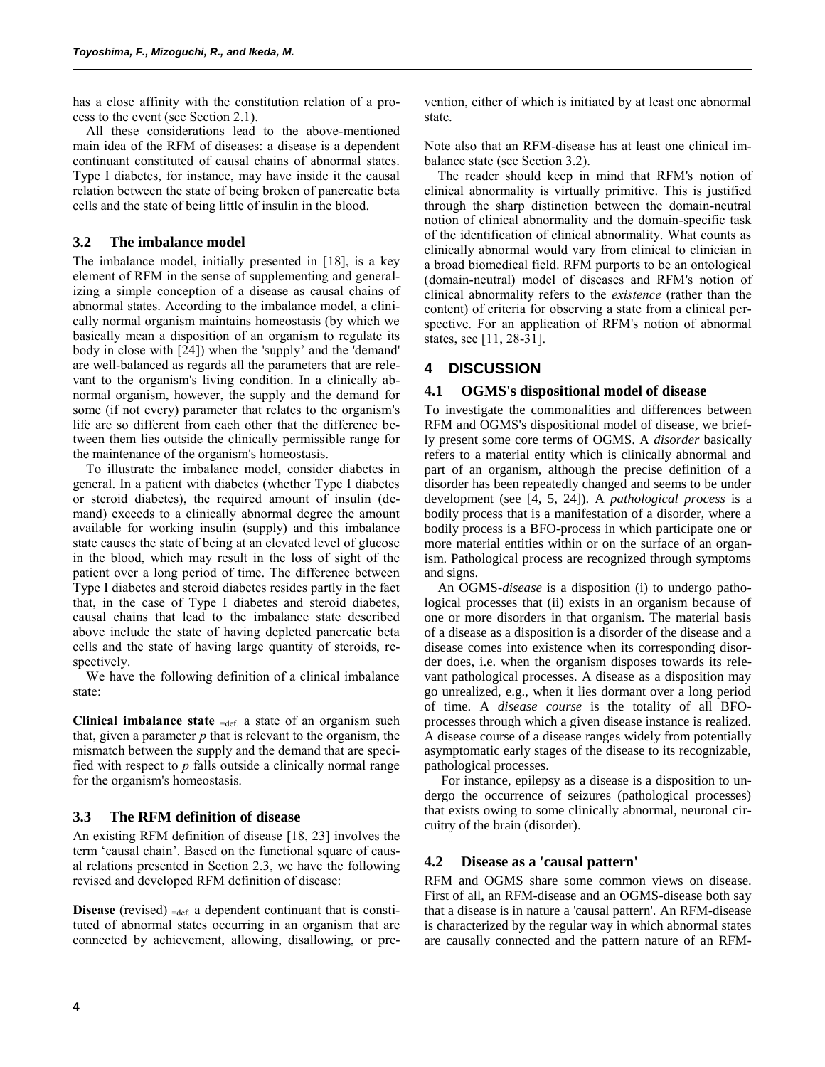has a close affinity with the constitution relation of a process to the event (see Section 2.1).

All these considerations lead to the above-mentioned main idea of the RFM of diseases: a disease is a dependent continuant constituted of causal chains of abnormal states. Type I diabetes, for instance, may have inside it the causal relation between the state of being broken of pancreatic beta cells and the state of being little of insulin in the blood.

## 3.2 The imbalance model

The imbalance model, initially presented in [18], is a key element of RFM in the sense of supplementing and generalizing a simple conception of a disease as causal chains of abnormal states. According to the imbalance model, a clinically normal organism maintains homeostasis (by which we basically mean a disposition of an organism to regulate its body in close with [24]) when the 'supply' and the 'demand' are well-balanced as regards all the parameters that are relevant to the organism's living condition. In a clinically abnormal organism, however, the supply and the demand for some (if not every) parameter that relates to the organism's life are so different from each other that the difference between them lies outside the clinically permissible range for the maintenance of the organism's homeostasis.

To illustrate the imbalance model, consider diabetes in general. In a patient with diabetes (whether Type I diabetes or steroid diabetes), the required amount of insulin (demand) exceeds to a clinically abnormal degree the amount available for working insulin (supply) and this imbalance state causes the state of being at an elevated level of glucose in the blood, which may result in the loss of sight of the patient over a long period of time. The difference between Type I diabetes and steroid diabetes resides partly in the fact that, in the case of Type I diabetes and steroid diabetes, causal chains that lead to the imbalance state described above include the state of having depleted pancreatic beta cells and the state of having large quantity of steroids, respectively.

We have the following definition of a clinical imbalance state:

**Clinical imbalance state** $_{=def.}$ a state of an organism such that, given a parameter $p$ that is relevant to the organism, the mismatch between the supply and the demand that are specified with respect to $p$ falls outside a clinically normal range for the organism's homeostasis.

## 3.3 The RFM definition of disease

An existing RFM definition of disease [18, 23] involves the term 'causal chain'. Based on the functional square of causal relations presented in Section 2.3, we have the following revised and developed RFM definition of disease:

**Disease** (revised) $_{=def.}$ a dependent continuant that is constituted of abnormal states occurring in an organism that are connected by achievement, allowing, disallowing, or prevention, either of which is initiated by at least one abnormal state.

Note also that an RFM-disease has at least one clinical imbalance state (see Section 3.2).

The reader should keep in mind that RFM's notion of clinical abnormality is virtually primitive. This is justified through the sharp distinction between the domain-neutral notion of clinical abnormality and the domain-specific task of the identification of clinical abnormality. What counts as clinically abnormal would vary from clinical to clinician in a broad biomedical field. RFM purports to be an ontological (domain-neutral) model of diseases and RFM's notion of clinical abnormality refers to the *existence* (rather than the content) of criteria for observing a state from a clinical perspective. For an application of RFM's notion of abnormal states, see [11, 28-31].

# 4 DISCUSSION

## 4.1 OGMS's dispositional model of disease

To investigate the commonalities and differences between RFM and OGMS's dispositional model of disease, we briefly present some core terms of OGMS. A *disorder* basically refers to a material entity which is clinically abnormal and part of an organism, although the precise definition of a disorder has been repeatedly changed and seems to be under development (see [4, 5, 24]). A *pathological process* is a bodily process that is a manifestation of a disorder, where a bodily process is a BFO-process in which participate one or more material entities within or on the surface of an organism. Pathological process are recognized through symptoms and signs.

An OGMS-*disease* is a disposition (i) to undergo pathological processes that (ii) exists in an organism because of one or more disorders in that organism. The material basis of a disease as a disposition is a disorder of the disease and a disease comes into existence when its corresponding disorder does, i.e. when the organism disposes towards its relevant pathological processes. A disease as a disposition may go unrealized, e.g., when it lies dormant over a long period of time. A *disease course* is the totality of all BFO-processes through which a given disease instance is realized. A disease course of a disease ranges widely from potentially asymptomatic early stages of the disease to its recognizable, pathological processes.

For instance, epilepsy as a disease is a disposition to undergo the occurrence of seizures (pathological processes) that exists owing to some clinically abnormal, neuronal circuitry of the brain (disorder).

## 4.2 Disease as a 'causal pattern'

RFM and OGMS share some common views on disease. First of all, an RFM-disease and an OGMS-disease both say that a disease is in nature a 'causal pattern'. An RFM-disease is characterized by the regular way in which abnormal states are causally connected and the pattern nature of an RFM-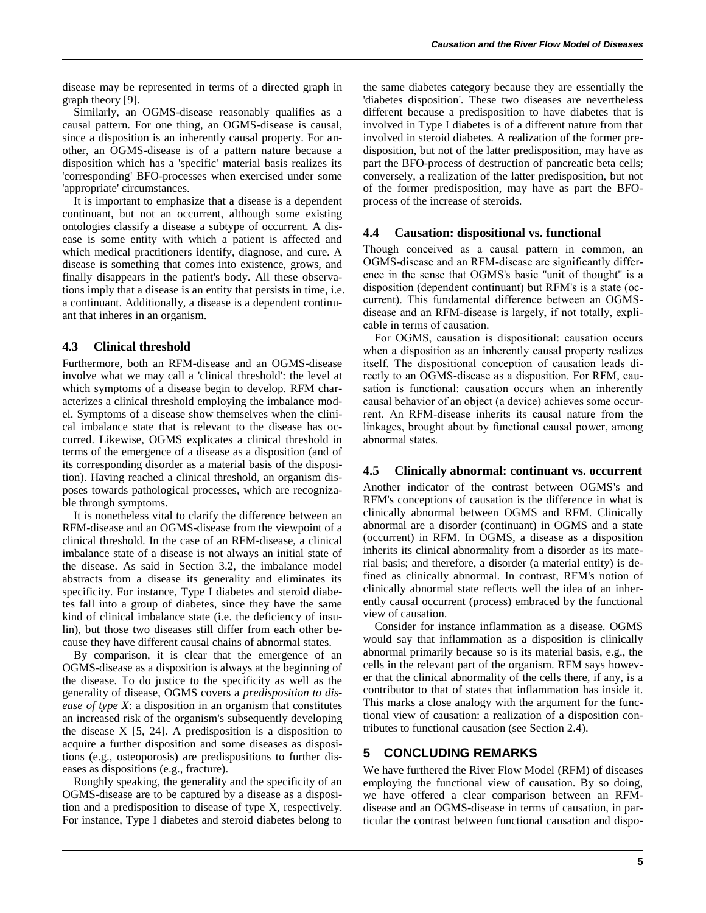disease may be represented in terms of a directed graph in graph theory [9].

Similarly, an OGMS-disease reasonably qualifies as a causal pattern. For one thing, an OGMS-disease is causal, since a disposition is an inherently causal property. For another, an OGMS-disease is of a pattern nature because a disposition which has a 'specific' material basis realizes its 'corresponding' BFO-processes when exercised under some 'appropriate' circumstances.

It is important to emphasize that a disease is a dependent continuant, but not an occurrent, although some existing ontologies classify a disease a subtype of occurrent. A disease is some entity with which a patient is affected and which medical practitioners identify, diagnose, and cure. A disease is something that comes into existence, grows, and finally disappears in the patient's body. All these observations imply that a disease is an entity that persists in time, i.e. a continuant. Additionally, a disease is a dependent continuant that inheres in an organism.

### 4.3 Clinical threshold

Furthermore, both an RFM-disease and an OGMS-disease involve what we may call a 'clinical threshold': the level at which symptoms of a disease begin to develop. RFM characterizes a clinical threshold employing the imbalance model. Symptoms of a disease show themselves when the clinical imbalance state that is relevant to the disease has occurred. Likewise, OGMS explicates a clinical threshold in terms of the emergence of a disease as a disposition (and of its corresponding disorder as a material basis of the disposition). Having reached a clinical threshold, an organism disposes towards pathological processes, which are recognizable through symptoms.

It is nonetheless vital to clarify the difference between an RFM-disease and an OGMS-disease from the viewpoint of a clinical threshold. In the case of an RFM-disease, a clinical imbalance state of a disease is not always an initial state of the disease. As said in Section 3.2, the imbalance model abstracts from a disease its generality and eliminates its specificity. For instance, Type I diabetes and steroid diabetes fall into a group of diabetes, since they have the same kind of clinical imbalance state (i.e. the deficiency of insulin), but those two diseases still differ from each other because they have different causal chains of abnormal states.

By comparison, it is clear that the emergence of an OGMS-disease as a disposition is always at the beginning of the disease. To do justice to the specificity as well as the generality of disease, OGMS covers a *predisposition to disease of type X*: a disposition in an organism that constitutes an increased risk of the organism's subsequently developing the disease X [5, 24]. A predisposition is a disposition to acquire a further disposition and some diseases as dispositions (e.g., osteoporosis) are predispositions to further diseases as dispositions (e.g., fracture).

Roughly speaking, the generality and the specificity of an OGMS-disease are to be captured by a disease as a disposition and a predisposition to disease of type X, respectively. For instance, Type I diabetes and steroid diabetes belong to the same diabetes category because they are essentially the 'diabetes disposition'. These two diseases are nevertheless different because a predisposition to have diabetes that is involved in Type I diabetes is of a different nature from that involved in steroid diabetes. A realization of the former predisposition, but not of the latter predisposition, may have as part the BFO-process of destruction of pancreatic beta cells; conversely, a realization of the latter predisposition, but not of the former predisposition, may have as part the BFO-process of the increase of steroids.

### 4.4 Causation: dispositional vs. functional

Though conceived as a causal pattern in common, an OGMS-disease and an RFM-disease are significantly difference in the sense that OGMS's basic "unit of thought" is a disposition (dependent continuant) but RFM's is a state (occurrent). This fundamental difference between an OGMS-disease and an RFM-disease is largely, if not totally, explicable in terms of causation.

For OGMS, causation is dispositional: causation occurs when a disposition as an inherently causal property realizes itself. The dispositional conception of causation leads directly to an OGMS-disease as a disposition. For RFM, causation is functional: causation occurs when an inherently causal behavior of an object (a device) achieves some occurrent. An RFM-disease inherits its causal nature from the linkages, brought about by functional causal power, among abnormal states.

### 4.5 Clinically abnormal: continuant vs. occurrent

Another indicator of the contrast between OGMS's and RFM's conceptions of causation is the difference in what is clinically abnormal between OGMS and RFM. Clinically abnormal are a disorder (continuant) in OGMS and a state (occurrent) in RFM. In OGMS, a disease as a disposition inherits its clinical abnormality from a disorder as its material basis; and therefore, a disorder (a material entity) is defined as clinically abnormal. In contrast, RFM's notion of clinically abnormal state reflects well the idea of an inherently causal occurrent (process) embraced by the functional view of causation.

Consider for instance inflammation as a disease. OGMS would say that inflammation as a disposition is clinically abnormal primarily because so is its material basis, e.g., the cells in the relevant part of the organism. RFM says however that the clinical abnormality of the cells there, if any, is a contributor to that of states that inflammation has inside it. This marks a close analogy with the argument for the functional view of causation: a realization of a disposition contributes to functional causation (see Section 2.4).

## 5 CONCLUDING REMARKS

We have furthered the River Flow Model (RFM) of diseases employing the functional view of causation. By so doing, we have offered a clear comparison between an RFM-disease and an OGMS-disease in terms of causation, in particular the contrast between functional causation and dispo-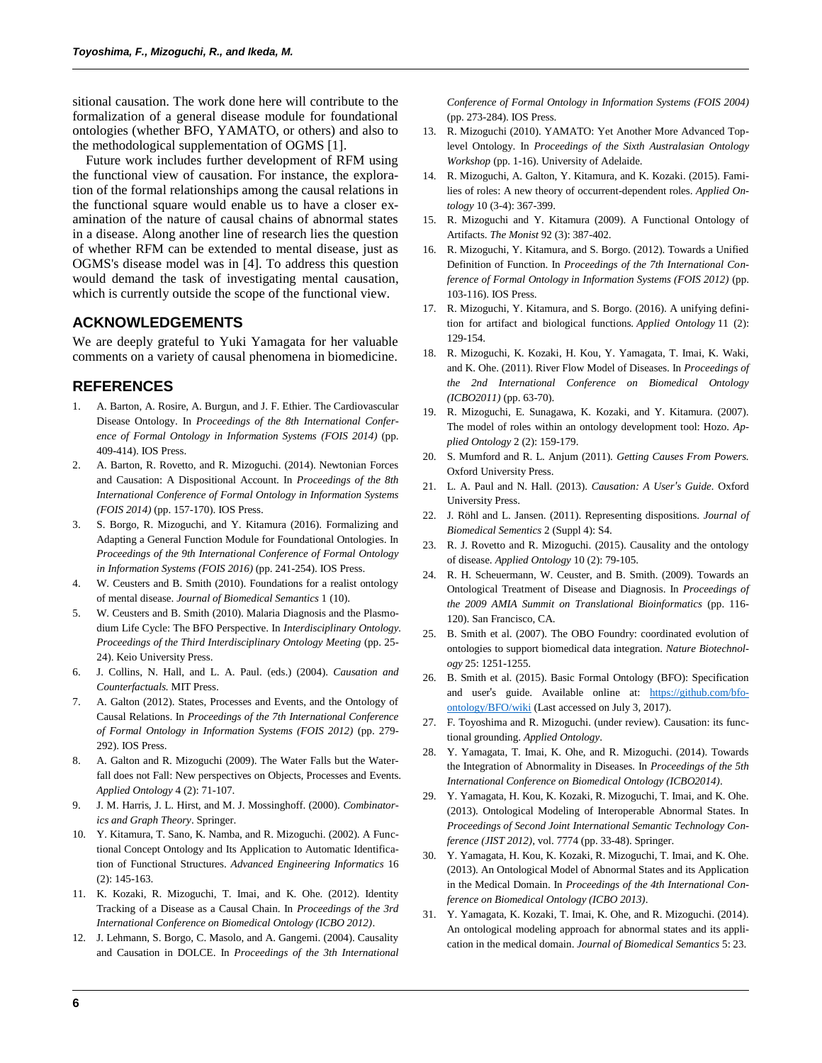sitional causation. The work done here will contribute to the formalization of a general disease module for foundational ontologies (whether BFO, YAMATO, or others) and also to the methodological supplementation of OGMS [1].

Future work includes further development of RFM using the functional view of causation. For instance, the exploration of the formal relationships among the causal relations in the functional square would enable us to have a closer examination of the nature of causal chains of abnormal states in a disease. Along another line of research lies the question of whether RFM can be extended to mental disease, just as OGMS's disease model was in [4]. To address this question would demand the task of investigating mental causation, which is currently outside the scope of the functional view.

## ACKNOWLEDGEMENTS

We are deeply grateful to Yuki Yamagata for her valuable comments on a variety of causal phenomena in biomedicine.

## REFERENCES

1. A. Barton, A. Rosire, A. Burgun, and J. F. Ethier. The Cardiovascular Disease Ontology. In *Proceedings of the 8th International Conference of Formal Ontology in Information Systems (FOIS 2014)* (pp. 409-414). IOS Press.
2. A. Barton, R. Rovetto, and R. Mizoguchi. (2014). Newtonian Forces and Causation: A Dispositional Account. In *Proceedings of the 8th International Conference of Formal Ontology in Information Systems (FOIS 2014)* (pp. 157-170). IOS Press.
3. S. Borgo, R. Mizoguchi, and Y. Kitamura (2016). Formalizing and Adapting a General Function Module for Foundational Ontologies. In *Proceedings of the 9th International Conference of Formal Ontology in Information Systems (FOIS 2016)* (pp. 241-254). IOS Press.
4. W. Ceusters and B. Smith (2010). Foundations for a realist ontology of mental disease. *Journal of Biomedical Semantics* 1 (10).
5. W. Ceusters and B. Smith (2010). Malaria Diagnosis and the Plasmodium Life Cycle: The BFO Perspective. In *Interdisciplinary Ontology. Proceedings of the Third Interdisciplinary Ontology Meeting* (pp. 25-24). Keio University Press.
6. J. Collins, N. Hall, and L. A. Paul. (eds.) (2004). *Causation and Counterfactuals.* MIT Press.
7. A. Galton (2012). States, Processes and Events, and the Ontology of Causal Relations. In *Proceedings of the 7th International Conference of Formal Ontology in Information Systems (FOIS 2012)* (pp. 279-292). IOS Press.
8. A. Galton and R. Mizoguchi (2009). The Water Falls but the Waterfall does not Fall: New perspectives on Objects, Processes and Events. *Applied Ontology* 4 (2): 71-107.
9. J. M. Harris, J. L. Hirst, and M. J. Mossinghoff. (2000). *Combinatorics and Graph Theory*. Springer.
10. Y. Kitamura, T. Sano, K. Namba, and R. Mizoguchi. (2002). A Functional Concept Ontology and Its Application to Automatic Identification of Functional Structures. *Advanced Engineering Informatics* 16 (2): 145-163.
11. K. Kozaki, R. Mizoguchi, T. Imai, and K. Ohe. (2012). Identity Tracking of a Disease as a Causal Chain. In *Proceedings of the 3rd International Conference on Biomedical Ontology (ICBO 2012)*.
12. J. Lehmann, S. Borgo, C. Masolo, and A. Gangemi. (2004). Causality and Causation in DOLCE. In *Proceedings of the 3th International Conference of Formal Ontology in Information Systems (FOIS 2004)* (pp. 273-284). IOS Press.
13. R. Mizoguchi (2010). YAMATO: Yet Another More Advanced Top-level Ontology. In *Proceedings of the Sixth Australasian Ontology Workshop* (pp. 1-16). University of Adelaide.
14. R. Mizoguchi, A. Galton, Y. Kitamura, and K. Kozaki. (2015). Families of roles: A new theory of occurrent-dependent roles. *Applied Ontology* 10 (3-4): 367-399.
15. R. Mizoguchi and Y. Kitamura (2009). A Functional Ontology of Artifacts. *The Monist* 92 (3): 387-402.
16. R. Mizoguchi, Y. Kitamura, and S. Borgo. (2012). Towards a Unified Definition of Function. In *Proceedings of the 7th International Conference of Formal Ontology in Information Systems (FOIS 2012)* (pp. 103-116). IOS Press.
17. R. Mizoguchi, Y. Kitamura, and S. Borgo. (2016). A unifying definition for artifact and biological functions. *Applied Ontology* 11 (2): 129-154.
18. R. Mizoguchi, K. Kozaki, H. Kou, Y. Yamagata, T. Imai, K. Waki, and K. Ohe. (2011). River Flow Model of Diseases. In *Proceedings of the 2nd International Conference on Biomedical Ontology (ICBO2011)* (pp. 63-70).
19. R. Mizoguchi, E. Sunagawa, K. Kozaki, and Y. Kitamura. (2007). The model of roles within an ontology development tool: Hozo. *Applied Ontology* 2 (2): 159-179.
20. S. Mumford and R. L. Anjum (2011). *Getting Causes From Powers.* Oxford University Press.
21. L. A. Paul and N. Hall. (2013). *Causation: A User's Guide*. Oxford University Press.
22. J. Röhl and L. Jansen. (2011). Representing dispositions. *Journal of Biomedical Semantics* 2 (Suppl 4): S4.
23. R. J. Rovetto and R. Mizoguchi. (2015). Causality and the ontology of disease. *Applied Ontology* 10 (2): 79-105.
24. R. H. Scheuermann, W. Ceuster, and B. Smith. (2009). Towards an Ontological Treatment of Disease and Diagnosis. In *Proceedings of the 2009 AMIA Summit on Translational Bioinformatics* (pp. 116-120). San Francisco, CA.
25. B. Smith et al. (2007). The OBO Foundry: coordinated evolution of ontologies to support biomedical data integration. *Nature Biotechnology* 25: 1251-1255.
26. B. Smith et al. (2015). Basic Formal Ontology (BFO): Specification and user's guide. Available online at: https://github.com/bfo-ontology/BFO/wiki (Last accessed on July 3, 2017).
27. F. Toyoshima and R. Mizoguchi. (under review). Causation: its functional grounding. *Applied Ontology*.
28. Y. Yamagata, T. Imai, K. Ohe, and R. Mizoguchi. (2014). Towards the Integration of Abnormality in Diseases. In *Proceedings of the 5th International Conference on Biomedical Ontology (ICBO2014)*.
29. Y. Yamagata, H. Kou, K. Kozaki, R. Mizoguchi, T. Imai, and K. Ohe. (2013). Ontological Modeling of Interoperable Abnormal States. In *Proceedings of Second Joint International Semantic Technology Conference (JIST 2012)*, vol. 7774 (pp. 33-48). Springer.
30. Y. Yamagata, H. Kou, K. Kozaki, R. Mizoguchi, T. Imai, and K. Ohe. (2013). An Ontological Model of Abnormal States and its Application in the Medical Domain. In *Proceedings of the 4th International Conference on Biomedical Ontology (ICBO 2013)*.
31. Y. Yamagata, K. Kozaki, T. Imai, K. Ohe, and R. Mizoguchi. (2014). An ontological modeling approach for abnormal states and its application in the medical domain. *Journal of Biomedical Semantics* 5: 23.